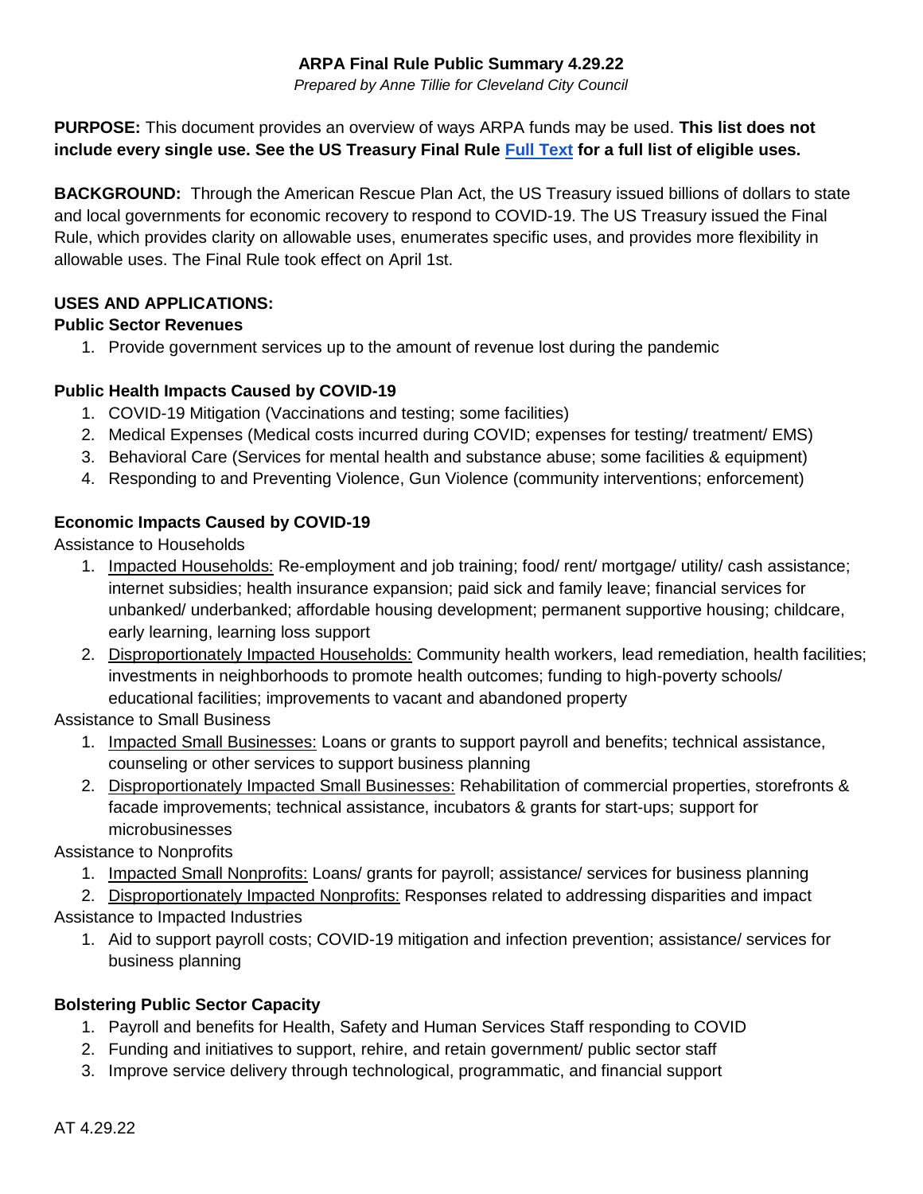# ARPA Final Rule Public Summary 4.29.22

*Prepared by Anne Tillie for Cleveland City Council*

**PURPOSE:** This document provides an overview of ways ARPA funds may be used. **This list does not include every single use. See the US Treasury Final Rule Full Text for a full list of eligible uses.**

**BACKGROUND:** Through the American Rescue Plan Act, the US Treasury issued billions of dollars to state and local governments for economic recovery to respond to COVID-19. The US Treasury issued the Final Rule, which provides clarity on allowable uses, enumerates specific uses, and provides more flexibility in allowable uses. The Final Rule took effect on April 1st.

## USES AND APPLICATIONS:

### Public Sector Revenues

1. Provide government services up to the amount of revenue lost during the pandemic

### Public Health Impacts Caused by COVID-19

1. COVID-19 Mitigation (Vaccinations and testing; some facilities)
2. Medical Expenses (Medical costs incurred during COVID; expenses for testing/ treatment/ EMS)
3. Behavioral Care (Services for mental health and substance abuse; some facilities & equipment)
4. Responding to and Preventing Violence, Gun Violence (community interventions; enforcement)

### Economic Impacts Caused by COVID-19

Assistance to Households

1. Impacted Households: Re-employment and job training; food/ rent/ mortgage/ utility/ cash assistance; internet subsidies; health insurance expansion; paid sick and family leave; financial services for unbanked/ underbanked; affordable housing development; permanent supportive housing; childcare, early learning, learning loss support
2. Disproportionately Impacted Households: Community health workers, lead remediation, health facilities; investments in neighborhoods to promote health outcomes; funding to high-poverty schools/ educational facilities; improvements to vacant and abandoned property

Assistance to Small Business

1. Impacted Small Businesses: Loans or grants to support payroll and benefits; technical assistance, counseling or other services to support business planning
2. Disproportionately Impacted Small Businesses: Rehabilitation of commercial properties, storefronts & facade improvements; technical assistance, incubators & grants for start-ups; support for microbusinesses

Assistance to Nonprofits

1. Impacted Small Nonprofits: Loans/ grants for payroll; assistance/ services for business planning
2. Disproportionately Impacted Nonprofits: Responses related to addressing disparities and impact

Assistance to Impacted Industries

1. Aid to support payroll costs; COVID-19 mitigation and infection prevention; assistance/ services for business planning

### Bolstering Public Sector Capacity

1. Payroll and benefits for Health, Safety and Human Services Staff responding to COVID
2. Funding and initiatives to support, rehire, and retain government/ public sector staff
3. Improve service delivery through technological, programmatic, and financial support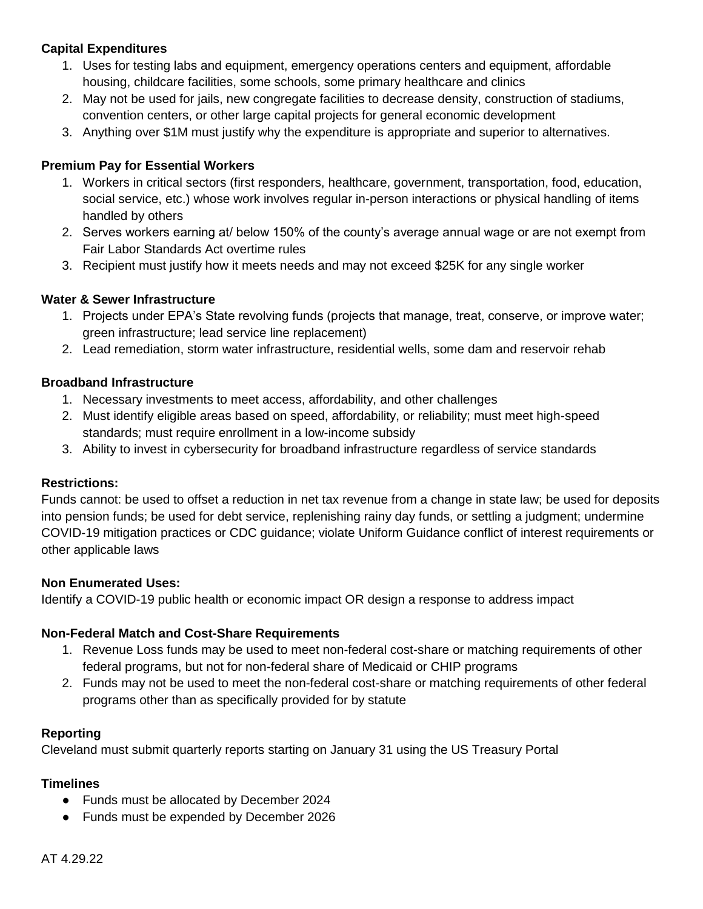**Capital Expenditures**

1. Uses for testing labs and equipment, emergency operations centers and equipment, affordable housing, childcare facilities, some schools, some primary healthcare and clinics
2. May not be used for jails, new congregate facilities to decrease density, construction of stadiums, convention centers, or other large capital projects for general economic development
3. Anything over $1M must justify why the expenditure is appropriate and superior to alternatives.

**Premium Pay for Essential Workers**

1. Workers in critical sectors (first responders, healthcare, government, transportation, food, education, social service, etc.) whose work involves regular in-person interactions or physical handling of items handled by others
2. Serves workers earning at/ below 150% of the county's average annual wage or are not exempt from Fair Labor Standards Act overtime rules
3. Recipient must justify how it meets needs and may not exceed $25K for any single worker

**Water & Sewer Infrastructure**

1. Projects under EPA's State revolving funds (projects that manage, treat, conserve, or improve water; green infrastructure; lead service line replacement)
2. Lead remediation, storm water infrastructure, residential wells, some dam and reservoir rehab

**Broadband Infrastructure**

1. Necessary investments to meet access, affordability, and other challenges
2. Must identify eligible areas based on speed, affordability, or reliability; must meet high-speed standards; must require enrollment in a low-income subsidy
3. Ability to invest in cybersecurity for broadband infrastructure regardless of service standards

**Restrictions:**

Funds cannot: be used to offset a reduction in net tax revenue from a change in state law; be used for deposits into pension funds; be used for debt service, replenishing rainy day funds, or settling a judgment; undermine COVID-19 mitigation practices or CDC guidance; violate Uniform Guidance conflict of interest requirements or other applicable laws

**Non Enumerated Uses:**

Identify a COVID-19 public health or economic impact OR design a response to address impact

**Non-Federal Match and Cost-Share Requirements**

1. Revenue Loss funds may be used to meet non-federal cost-share or matching requirements of other federal programs, but not for non-federal share of Medicaid or CHIP programs
2. Funds may not be used to meet the non-federal cost-share or matching requirements of other federal programs other than as specifically provided for by statute

**Reporting**

Cleveland must submit quarterly reports starting on January 31 using the US Treasury Portal

**Timelines**

- Funds must be allocated by December 2024
- Funds must be expended by December 2026

AT 4.29.22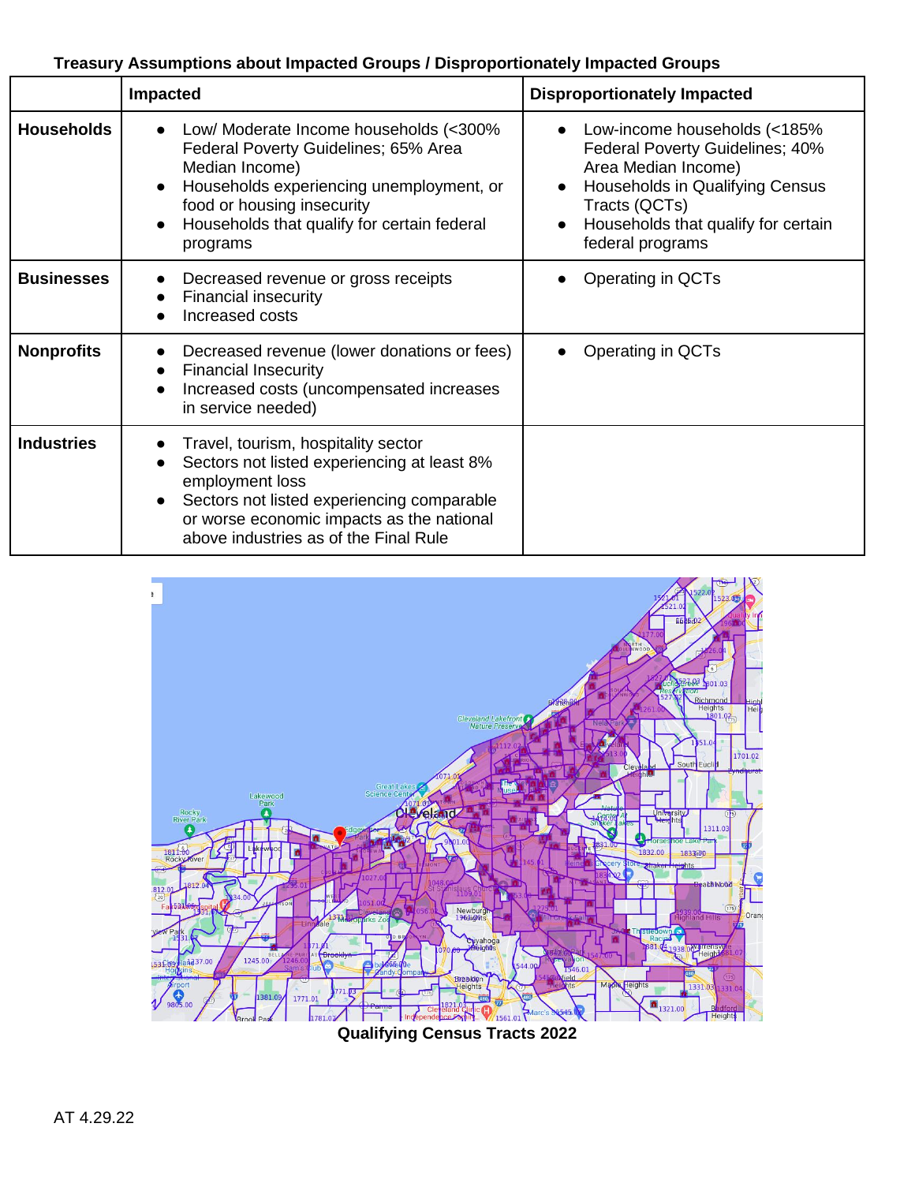### Treasury Assumptions about Impacted Groups / Disproportionately Impacted Groups

| | Impacted | Disproportionately Impacted |
|---|---|---|
| **Households** | • Low/ Moderate Income households (<300% Federal Poverty Guidelines; 65% Area Median Income)<br>• Households experiencing unemployment, or food or housing insecurity<br>• Households that qualify for certain federal programs | • Low-income households (<185% Federal Poverty Guidelines; 40% Area Median Income)<br>• Households in Qualifying Census Tracts (QCTs)<br>• Households that qualify for certain federal programs |
| **Businesses** | • Decreased revenue or gross receipts<br>• Financial insecurity<br>• Increased costs | • Operating in QCTs |
| **Nonprofits** | • Decreased revenue (lower donations or fees)<br>• Financial Insecurity<br>• Increased costs (uncompensated increases in service needed) | • Operating in QCTs |
| **Industries** | • Travel, tourism, hospitality sector<br>• Sectors not listed experiencing at least 8% employment loss<br>• Sectors not listed experiencing comparable or worse economic impacts as the national above industries as of the Final Rule | |

**Qualifying Census Tracts 2022**

AT 4.29.22